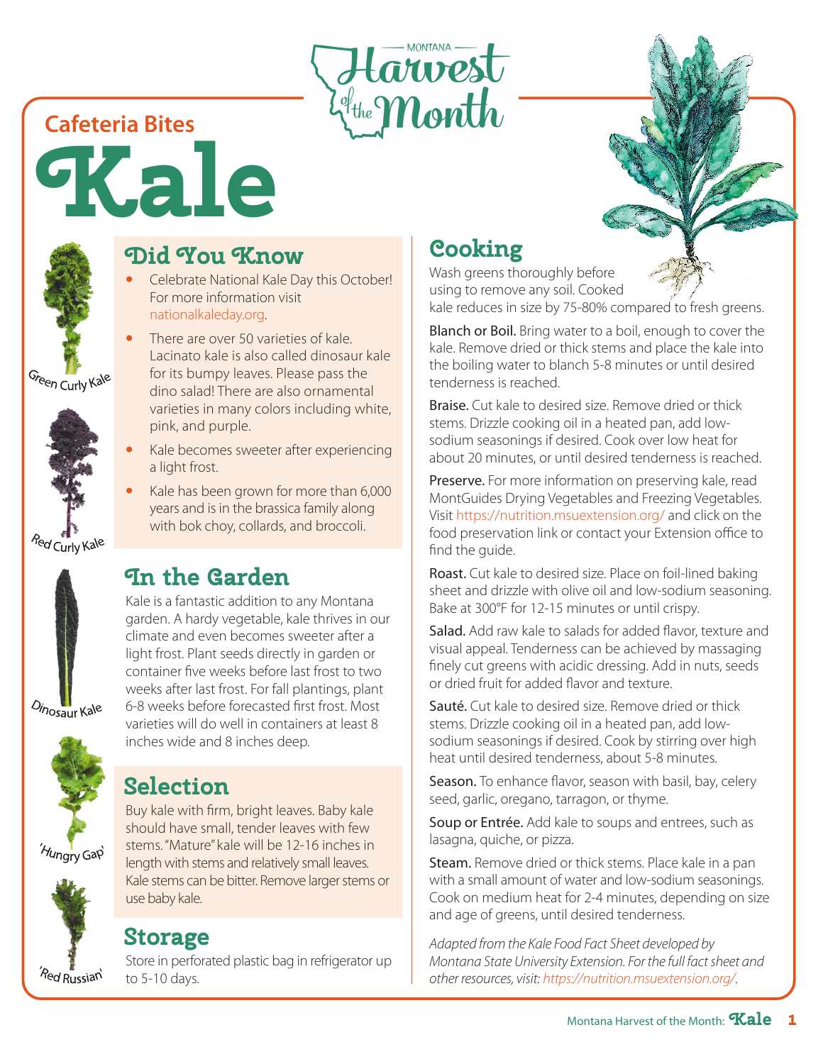Montana Harvest of the Month

## Cafeteria Bites

# Kale

Green Curly Kale

Red Curly Kale

Dinosaur Kale

'Hungry Gap'

'Red Russian'

## Did You Know

- Celebrate National Kale Day this October! For more information visit nationalkaleday.org.
- There are over 50 varieties of kale. Lacinato kale is also called dinosaur kale for its bumpy leaves. Please pass the dino salad! There are also ornamental varieties in many colors including white, pink, and purple.
- Kale becomes sweeter after experiencing a light frost.
- Kale has been grown for more than 6,000 years and is in the brassica family along with bok choy, collards, and broccoli.

## In the Garden

Kale is a fantastic addition to any Montana garden. A hardy vegetable, kale thrives in our climate and even becomes sweeter after a light frost. Plant seeds directly in garden or container five weeks before last frost to two weeks after last frost. For fall plantings, plant 6-8 weeks before forecasted first frost. Most varieties will do well in containers at least 8 inches wide and 8 inches deep.

## Selection

Buy kale with firm, bright leaves. Baby kale should have small, tender leaves with few stems. "Mature" kale will be 12-16 inches in length with stems and relatively small leaves. Kale stems can be bitter. Remove larger stems or use baby kale.

## Storage

Store in perforated plastic bag in refrigerator up to 5-10 days.

## Cooking

Wash greens thoroughly before using to remove any soil. Cooked kale reduces in size by 75-80% compared to fresh greens.

**Blanch or Boil.** Bring water to a boil, enough to cover the kale. Remove dried or thick stems and place the kale into the boiling water to blanch 5-8 minutes or until desired tenderness is reached.

**Braise.** Cut kale to desired size. Remove dried or thick stems. Drizzle cooking oil in a heated pan, add low-sodium seasonings if desired. Cook over low heat for about 20 minutes, or until desired tenderness is reached.

**Preserve.** For more information on preserving kale, read MontGuides Drying Vegetables and Freezing Vegetables. Visit https://nutrition.msuextension.org/ and click on the food preservation link or contact your Extension office to find the guide.

**Roast.** Cut kale to desired size. Place on foil-lined baking sheet and drizzle with olive oil and low-sodium seasoning. Bake at 300°F for 12-15 minutes or until crispy.

**Salad.** Add raw kale to salads for added flavor, texture and visual appeal. Tenderness can be achieved by massaging finely cut greens with acidic dressing. Add in nuts, seeds or dried fruit for added flavor and texture.

**Sauté.** Cut kale to desired size. Remove dried or thick stems. Drizzle cooking oil in a heated pan, add low-sodium seasonings if desired. Cook by stirring over high heat until desired tenderness, about 5-8 minutes.

**Season.** To enhance flavor, season with basil, bay, celery seed, garlic, oregano, tarragon, or thyme.

**Soup or Entrée.** Add kale to soups and entrees, such as lasagna, quiche, or pizza.

**Steam.** Remove dried or thick stems. Place kale in a pan with a small amount of water and low-sodium seasonings. Cook on medium heat for 2-4 minutes, depending on size and age of greens, until desired tenderness.

*Adapted from the Kale Food Fact Sheet developed by Montana State University Extension. For the full fact sheet and other resources, visit: https://nutrition.msuextension.org/.*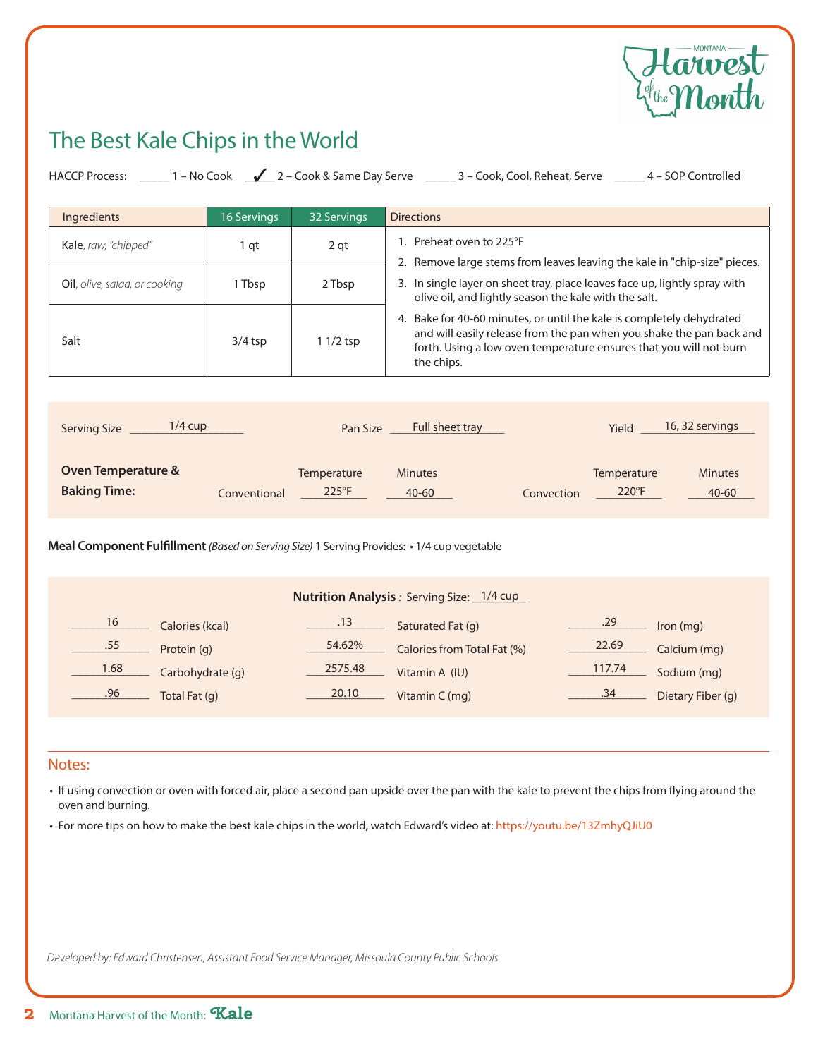# The Best Kale Chips in the World

HACCP Process: _____ 1 – No Cook __✓__ 2 – Cook & Same Day Serve _____ 3 – Cook, Cool, Reheat, Serve _____ 4 – SOP Controlled

| Ingredients | 16 Servings | 32 Servings | Directions |
|---|---|---|---|
| Kale, *raw, "chipped"* | 1 qt | 2 qt | 1. Preheat oven to 225°F<br>2. Remove large stems from leaves leaving the kale in "chip-size" pieces. |
| Oil, *olive, salad, or cooking* | 1 Tbsp | 2 Tbsp | 3. In single layer on sheet tray, place leaves face up, lightly spray with olive oil, and lightly season the kale with the salt. |
| Salt | 3/4 tsp | 1 1/2 tsp | 4. Bake for 40-60 minutes, or until the kale is completely dehydrated and will easily release from the pan when you shake the pan back and forth. Using a low oven temperature ensures that you will not burn the chips. |

Serving Size: 1/4 cup | Pan Size: Full sheet tray | Yield: 16, 32 servings

**Oven Temperature & Baking Time:**

| | Temperature | Minutes |
|---|---|---|
| Conventional | 225°F | 40-60 |
| Convection | 220°F | 40-60 |

**Meal Component Fulfillment** *(Based on Serving Size)* 1 Serving Provides: • 1/4 cup vegetable

**Nutrition Analysis**: Serving Size: 1/4 cup

| | | | | | |
|---|---|---|---|---|---|
| 16 | Calories (kcal) | .13 | Saturated Fat (g) | .29 | Iron (mg) |
| .55 | Protein (g) | 54.62% | Calories from Total Fat (%) | 22.69 | Calcium (mg) |
| 1.68 | Carbohydrate (g) | 2575.48 | Vitamin A (IU) | 117.74 | Sodium (mg) |
| .96 | Total Fat (g) | 20.10 | Vitamin C (mg) | .34 | Dietary Fiber (g) |

## Notes:

- If using convection or oven with forced air, place a second pan upside over the pan with the kale to prevent the chips from flying around the oven and burning.
- For more tips on how to make the best kale chips in the world, watch Edward's video at: https://youtu.be/13ZmhyQJiU0

*Developed by: Edward Christensen, Assistant Food Service Manager, Missoula County Public Schools*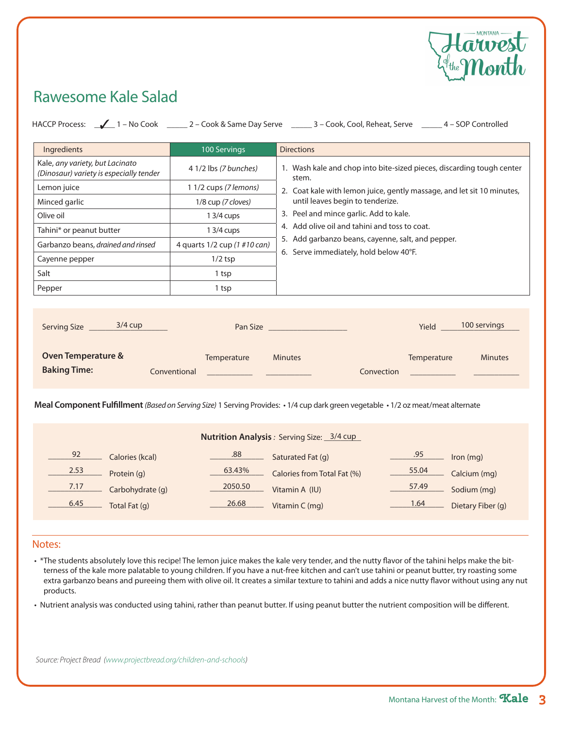# Rawesome Kale Salad

HACCP Process: \_✓\_ 1 – No Cook \_\_\_\_\_ 2 – Cook & Same Day Serve \_\_\_\_\_ 3 – Cook, Cool, Reheat, Serve \_\_\_\_\_ 4 – SOP Controlled

| Ingredients | 100 Servings |
|---|---|
| Kale, *any variety, but Lacinato (Dinosaur) variety is especially tender* | 4 1/2 lbs *(7 bunches)* |
| Lemon juice | 1 1/2 cups *(7 lemons)* |
| Minced garlic | 1/8 cup *(7 cloves)* |
| Olive oil | 1 3/4 cups |
| Tahini* or peanut butter | 1 3/4 cups |
| Garbanzo beans, *drained and rinsed* | 4 quarts 1/2 cup *(1 #10 can)* |
| Cayenne pepper | 1/2 tsp |
| Salt | 1 tsp |
| Pepper | 1 tsp |

**Directions**

1. Wash kale and chop into bite-sized pieces, discarding tough center stem.
2. Coat kale with lemon juice, gently massage, and let sit 10 minutes, until leaves begin to tenderize.
3. Peel and mince garlic. Add to kale.
4. Add olive oil and tahini and toss to coat.
5. Add garbanzo beans, cayenne, salt, and pepper.
6. Serve immediately, hold below 40°F.

Serving Size: 3/4 cup  Pan Size: \_\_\_\_\_\_\_\_  Yield: 100 servings

**Oven Temperature & Baking Time:**

| | Temperature | Minutes |
|---|---|---|
| Conventional | | |
| Convection | | |

**Meal Component Fulfillment** *(Based on Serving Size)* 1 Serving Provides: • 1/4 cup dark green vegetable • 1/2 oz meat/meat alternate

**Nutrition Analysis**: Serving Size: 3/4 cup

| Value | Nutrient | Value | Nutrient | Value | Nutrient |
|---|---|---|---|---|---|
| 92 | Calories (kcal) | .88 | Saturated Fat (g) | .95 | Iron (mg) |
| 2.53 | Protein (g) | 63.43% | Calories from Total Fat (%) | 55.04 | Calcium (mg) |
| 7.17 | Carbohydrate (g) | 2050.50 | Vitamin A (IU) | 57.49 | Sodium (mg) |
| 6.45 | Total Fat (g) | 26.68 | Vitamin C (mg) | 1.64 | Dietary Fiber (g) |

## Notes:

- *The students absolutely love this recipe! The lemon juice makes the kale very tender, and the nutty flavor of the tahini helps make the bitterness of the kale more palatable to young children. If you have a nut-free kitchen and can't use tahini or peanut butter, try roasting some extra garbanzo beans and pureeing them with olive oil. It creates a similar texture to tahini and adds a nice nutty flavor without using any nut products.
- Nutrient analysis was conducted using tahini, rather than peanut butter. If using peanut butter the nutrient composition will be different.

*Source: Project Bread (www.projectbread.org/children-and-schools)*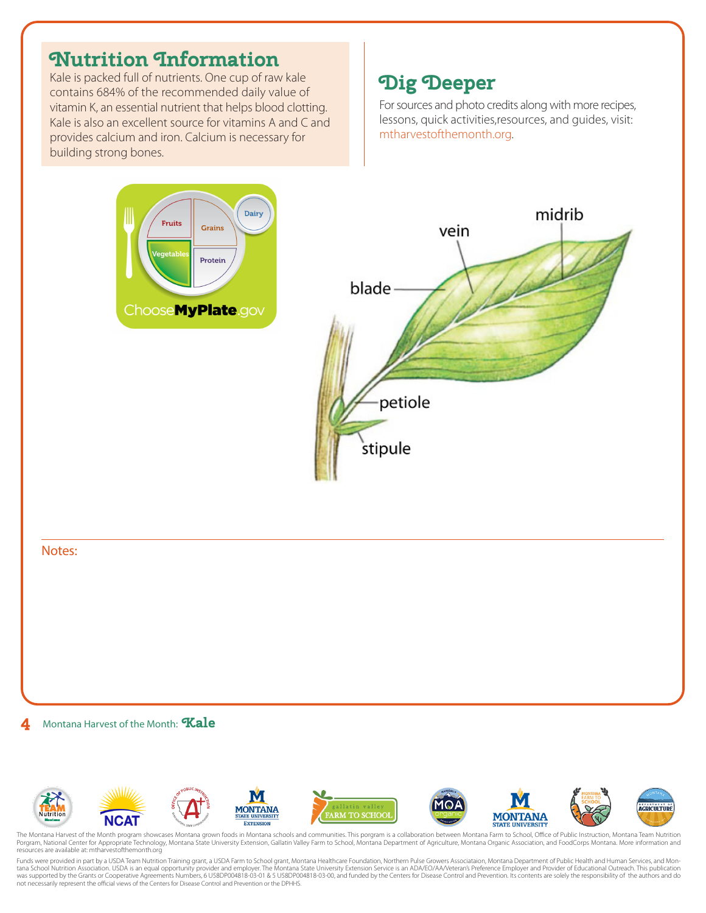## Nutrition Information

Kale is packed full of nutrients. One cup of raw kale contains 684% of the recommended daily value of vitamin K, an essential nutrient that helps blood clotting. Kale is also an excellent source for vitamins A and C and provides calcium and iron. Calcium is necessary for building strong bones.

## Dig Deeper

For sources and photo credits along with more recipes, lessons, quick activities,resources, and guides, visit: mtharvestofthemonth.org.

Fruits
Grains
Dairy
Vegetables
Protein
ChooseMyPlate.gov

midrib
vein
blade
petiole
stipule

Notes:

The Montana Harvest of the Month program showcases Montana grown foods in Montana schools and communities. This porgram is a collaboration between Montana Farm to School, Office of Public Instruction, Montana Team Nutrition Porgram, National Center for Appropriate Technology, Montana State University Extension, Gallatin Valley Farm to School, Montana Department of Agriculture, Montana Organic Association, and FoodCorps Montana. More information and resources are available at: mtharvestofthemonth.org

Funds were provided in part by a USDA Team Nutrition Training grant, a USDA Farm to School grant, Montana Healthcare Foundation, Northern Pulse Growers Associataion, Montana Department of Public Health and Human Services, and Montana School Nutrition Association. USDA is an equal opportunity provider and employer. The Montana State University Extension Service is an ADA/EO/AA/Veteran's Preference Employer and Provider of Educational Outreach. This publication was supported by the Grants or Cooperative Agreements Numbers, 6 U58DP004818-03-01 & 5 U58DP004818-03-00, and funded by the Centers for Disease Control and Prevention. Its contents are solely the responsibility of the authors and do not necessarily represent the official views of the Centers for Disease Control and Prevention or the DPHHS.